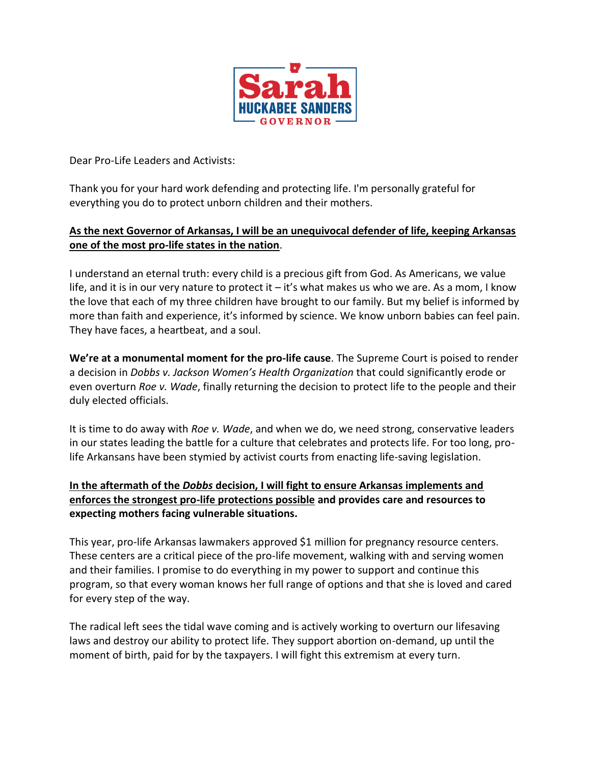Sarah
HUCKABEE SANDERS
GOVERNOR

Dear Pro-Life Leaders and Activists:

Thank you for your hard work defending and protecting life. I'm personally grateful for everything you do to protect unborn children and their mothers.

**<u>As the next Governor of Arkansas, I will be an unequivocal defender of life, keeping Arkansas one of the most pro-life states in the nation</u>**.

I understand an eternal truth: every child is a precious gift from God. As Americans, we value life, and it is in our very nature to protect it – it's what makes us who we are. As a mom, I know the love that each of my three children have brought to our family. But my belief is informed by more than faith and experience, it's informed by science. We know unborn babies can feel pain. They have faces, a heartbeat, and a soul.

**We're at a monumental moment for the pro-life cause**. The Supreme Court is poised to render a decision in *Dobbs v. Jackson Women's Health Organization* that could significantly erode or even overturn *Roe v. Wade*, finally returning the decision to protect life to the people and their duly elected officials.

It is time to do away with *Roe v. Wade*, and when we do, we need strong, conservative leaders in our states leading the battle for a culture that celebrates and protects life. For too long, pro-life Arkansans have been stymied by activist courts from enacting life-saving legislation.

**<u>In the aftermath of the *Dobbs* decision, I will fight to ensure Arkansas implements and enforces the strongest pro-life protections possible</u> and provides care and resources to expecting mothers facing vulnerable situations.**

This year, pro-life Arkansas lawmakers approved $1 million for pregnancy resource centers. These centers are a critical piece of the pro-life movement, walking with and serving women and their families. I promise to do everything in my power to support and continue this program, so that every woman knows her full range of options and that she is loved and cared for every step of the way.

The radical left sees the tidal wave coming and is actively working to overturn our lifesaving laws and destroy our ability to protect life. They support abortion on-demand, up until the moment of birth, paid for by the taxpayers. I will fight this extremism at every turn.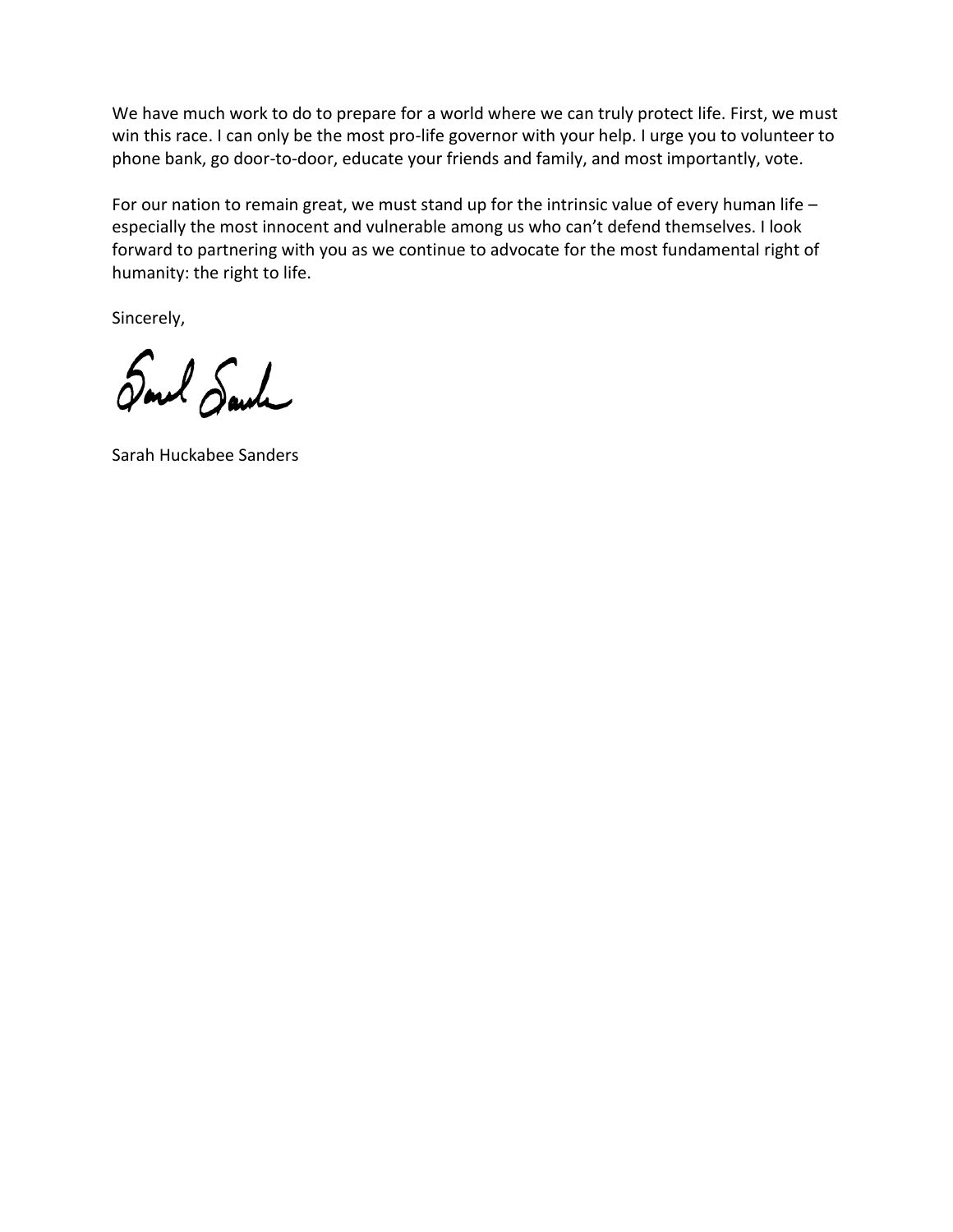We have much work to do to prepare for a world where we can truly protect life. First, we must win this race. I can only be the most pro-life governor with your help. I urge you to volunteer to phone bank, go door-to-door, educate your friends and family, and most importantly, vote.

For our nation to remain great, we must stand up for the intrinsic value of every human life – especially the most innocent and vulnerable among us who can't defend themselves. I look forward to partnering with you as we continue to advocate for the most fundamental right of humanity: the right to life.

Sincerely,

Sarah Huckabee Sanders